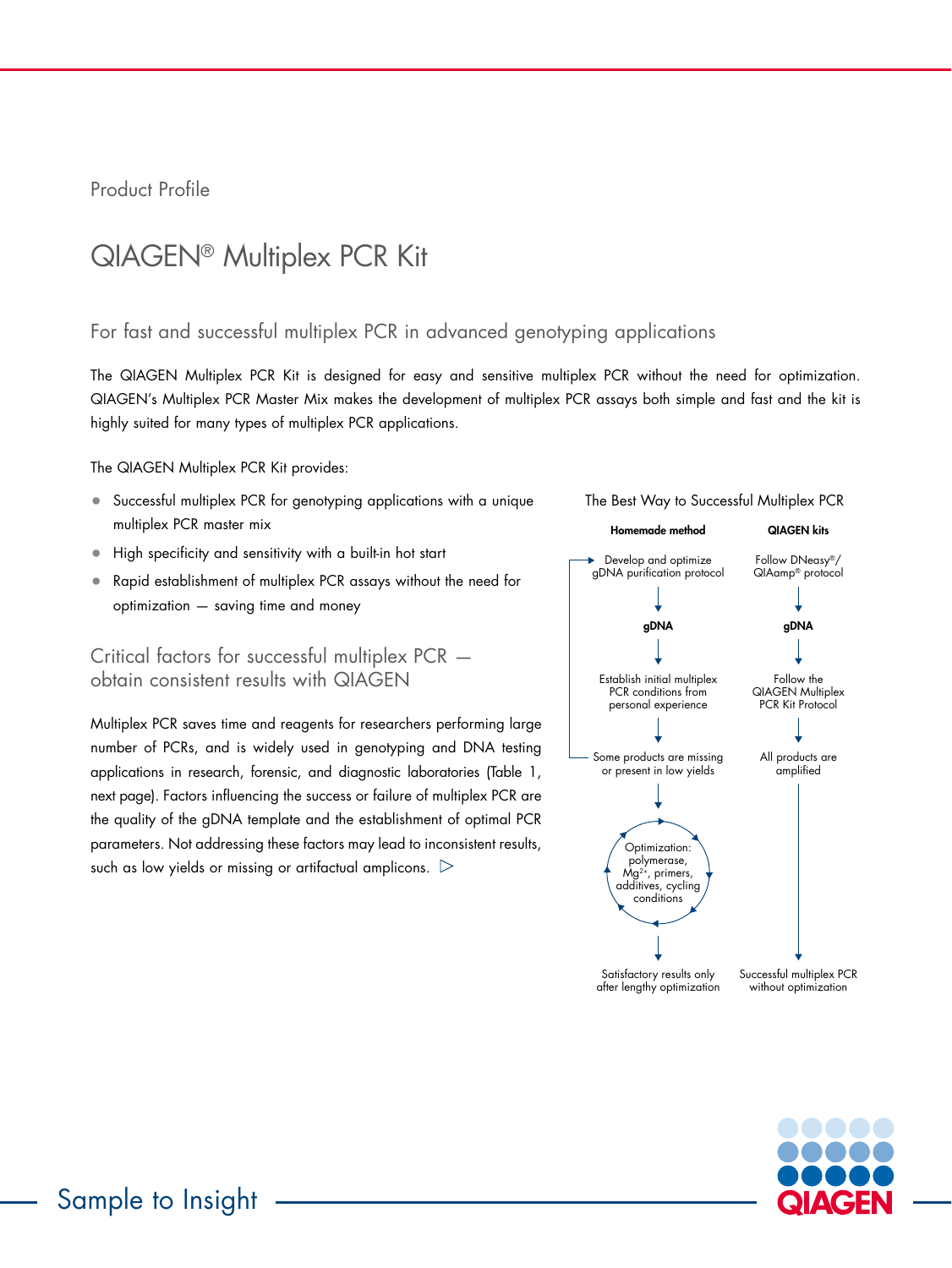Product Profile

# QIAGEN® Multiplex PCR Kit

## For fast and successful multiplex PCR in advanced genotyping applications

The QIAGEN Multiplex PCR Kit is designed for easy and sensitive multiplex PCR without the need for optimization. QIAGEN's Multiplex PCR Master Mix makes the development of multiplex PCR assays both simple and fast and the kit is highly suited for many types of multiplex PCR applications.

The QIAGEN Multiplex PCR Kit provides:

- Successful multiplex PCR for genotyping applications with a unique multiplex PCR master mix
- High specificity and sensitivity with a built-in hot start
- Rapid establishment of multiplex PCR assays without the need for optimization — saving time and money

## Critical factors for successful multiplex PCR — obtain consistent results with QIAGEN

Multiplex PCR saves time and reagents for researchers performing large number of PCRs, and is widely used in genotyping and DNA testing applications in research, forensic, and diagnostic laboratories (Table 1, next page). Factors influencing the success or failure of multiplex PCR are the quality of the gDNA template and the establishment of optimal PCR parameters. Not addressing these factors may lead to inconsistent results, such as low yields or missing or artifactual amplicons. ▷

The Best Way to Successful Multiplex PCR

| Homemade method | QIAGEN kits |
| --- | --- |
| Develop and optimize gDNA purification protocol | Follow DNeasy®/QIAamp® protocol |
| ↓ | ↓ |
| **gDNA** | **gDNA** |
| ↓ | ↓ |
| Establish initial multiplex PCR conditions from personal experience | Follow the QIAGEN Multiplex PCR Kit Protocol |
| ↓ | ↓ |
| Some products are missing or present in low yields | All products are amplified |
| ↓ | ↓ |
| Optimization: polymerase, $Mg^{2+}$, primers, additives, cycling conditions | |
| ↓ | ↓ |
| Satisfactory results only after lengthy optimization | Successful multiplex PCR without optimization |

Sample to Insight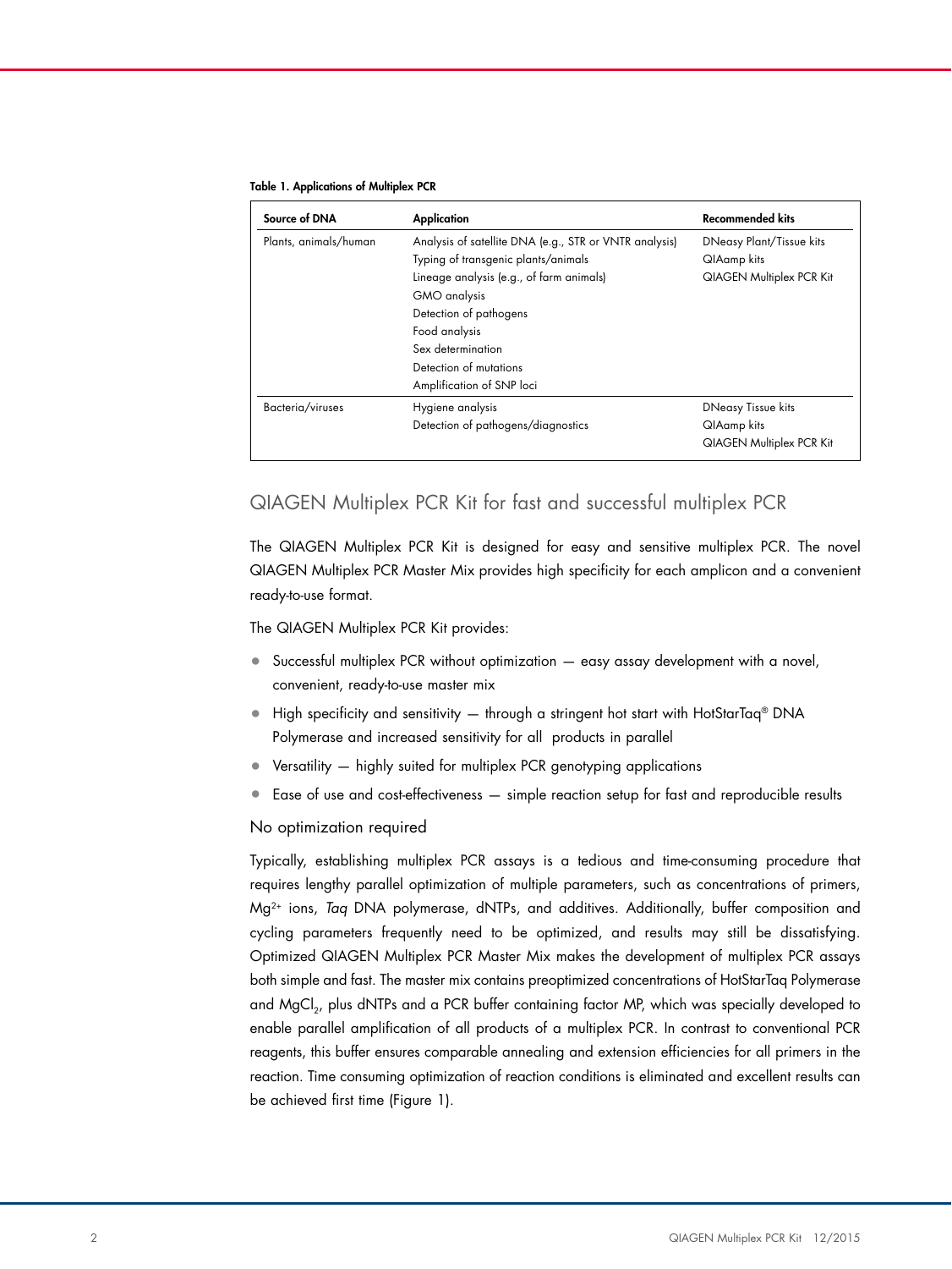**Table 1. Applications of Multiplex PCR**

| Source of DNA | Application | Recommended kits |
|---|---|---|
| Plants, animals/human | Analysis of satellite DNA (e.g., STR or VNTR analysis)<br>Typing of transgenic plants/animals<br>Lineage analysis (e.g., of farm animals)<br>GMO analysis<br>Detection of pathogens<br>Food analysis<br>Sex determination<br>Detection of mutations<br>Amplification of SNP loci | DNeasy Plant/Tissue kits<br>QIAamp kits<br>QIAGEN Multiplex PCR Kit |
| Bacteria/viruses | Hygiene analysis<br>Detection of pathogens/diagnostics | DNeasy Tissue kits<br>QIAamp kits<br>QIAGEN Multiplex PCR Kit |

## QIAGEN Multiplex PCR Kit for fast and successful multiplex PCR

The QIAGEN Multiplex PCR Kit is designed for easy and sensitive multiplex PCR. The novel QIAGEN Multiplex PCR Master Mix provides high specificity for each amplicon and a convenient ready-to-use format.

The QIAGEN Multiplex PCR Kit provides:

- Successful multiplex PCR without optimization — easy assay development with a novel, convenient, ready-to-use master mix
- High specificity and sensitivity — through a stringent hot start with HotStarTaq® DNA Polymerase and increased sensitivity for all products in parallel
- Versatility — highly suited for multiplex PCR genotyping applications
- Ease of use and cost-effectiveness — simple reaction setup for fast and reproducible results

### No optimization required

Typically, establishing multiplex PCR assays is a tedious and time-consuming procedure that requires lengthy parallel optimization of multiple parameters, such as concentrations of primers, $Mg^{2+}$ ions, *Taq* DNA polymerase, dNTPs, and additives. Additionally, buffer composition and cycling parameters frequently need to be optimized, and results may still be dissatisfying. Optimized QIAGEN Multiplex PCR Master Mix makes the development of multiplex PCR assays both simple and fast. The master mix contains preoptimized concentrations of HotStarTaq Polymerase and $MgCl_2$, plus dNTPs and a PCR buffer containing factor MP, which was specially developed to enable parallel amplification of all products of a multiplex PCR. In contrast to conventional PCR reagents, this buffer ensures comparable annealing and extension efficiencies for all primers in the reaction. Time consuming optimization of reaction conditions is eliminated and excellent results can be achieved first time (Figure 1).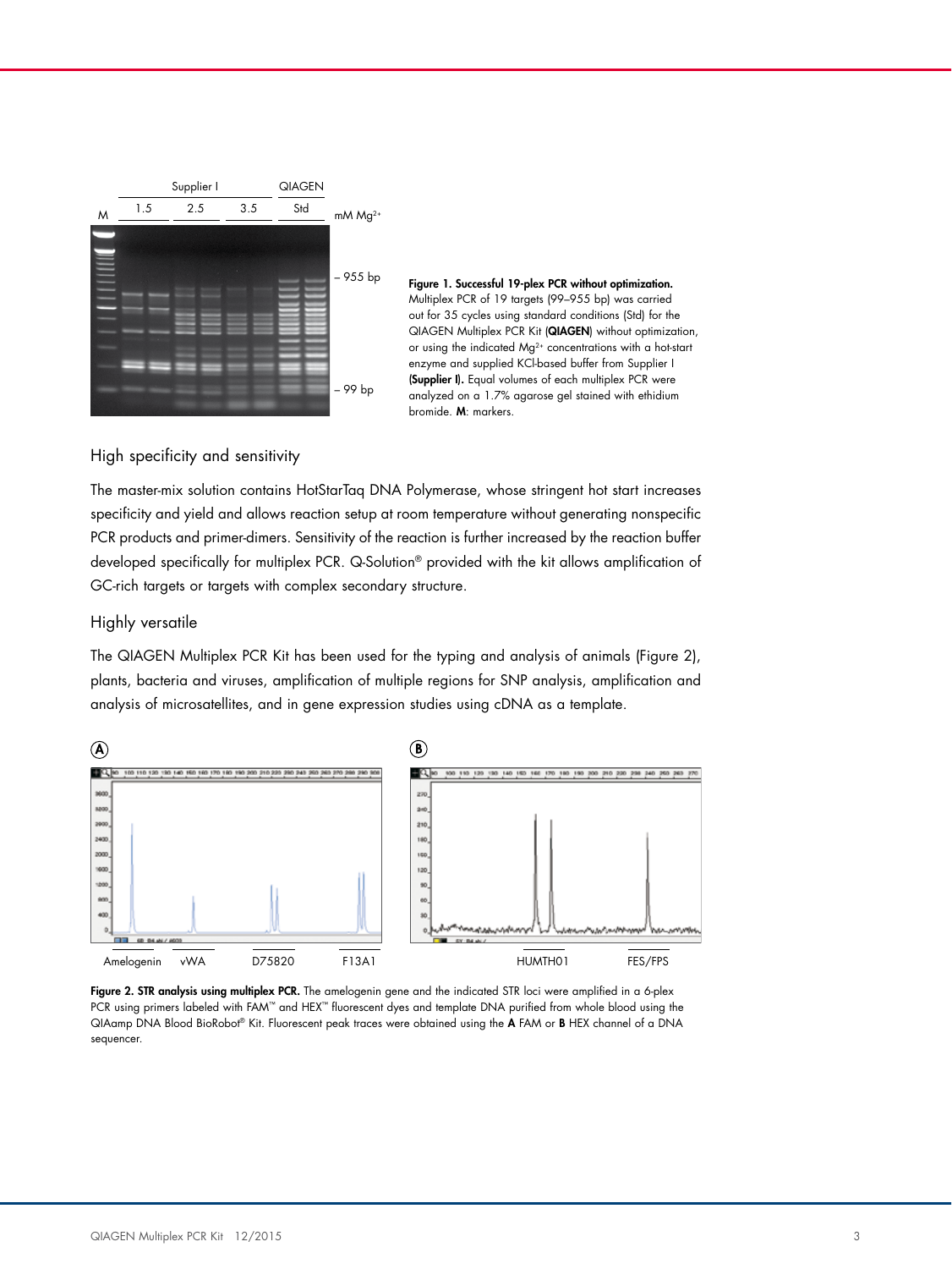**Figure 1. Successful 19-plex PCR without optimization.** Multiplex PCR of 19 targets (99–955 bp) was carried out for 35 cycles using standard conditions (Std) for the QIAGEN Multiplex PCR Kit (**QIAGEN**) without optimization, or using the indicated $Mg^{2+}$ concentrations with a hot-start enzyme and supplied KCl-based buffer from Supplier I (**Supplier I**). Equal volumes of each multiplex PCR were analyzed on a 1.7% agarose gel stained with ethidium bromide. **M**: markers.

## High specificity and sensitivity

The master-mix solution contains HotStarTaq DNA Polymerase, whose stringent hot start increases specificity and yield and allows reaction setup at room temperature without generating nonspecific PCR products and primer-dimers. Sensitivity of the reaction is further increased by the reaction buffer developed specifically for multiplex PCR. Q-Solution® provided with the kit allows amplification of GC-rich targets or targets with complex secondary structure.

## Highly versatile

The QIAGEN Multiplex PCR Kit has been used for the typing and analysis of animals (Figure 2), plants, bacteria and viruses, amplification of multiple regions for SNP analysis, amplification and analysis of microsatellites, and in gene expression studies using cDNA as a template.

**Figure 2. STR analysis using multiplex PCR.** The amelogenin gene and the indicated STR loci were amplified in a 6-plex PCR using primers labeled with FAM™ and HEX™ fluorescent dyes and template DNA purified from whole blood using the QIAamp DNA Blood BioRobot® Kit. Fluorescent peak traces were obtained using the **A** FAM or **B** HEX channel of a DNA sequencer.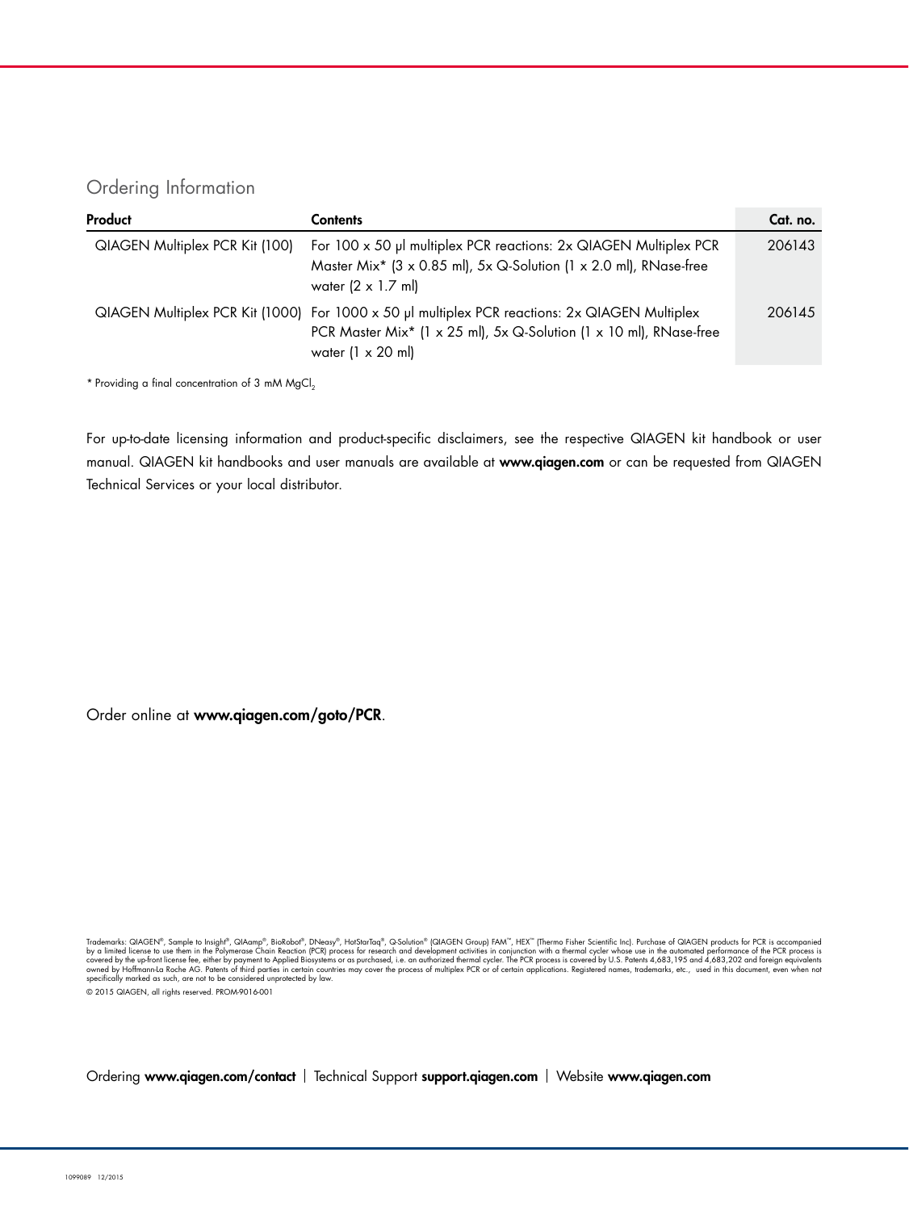## Ordering Information

| Product | Contents | Cat. no. |
| --- | --- | --- |
| QIAGEN Multiplex PCR Kit (100) | For 100 x 50 µl multiplex PCR reactions: 2x QIAGEN Multiplex PCR Master Mix* (3 x 0.85 ml), 5x Q-Solution (1 x 2.0 ml), RNase-free water (2 x 1.7 ml) | 206143 |
| QIAGEN Multiplex PCR Kit (1000) | For 1000 x 50 µl multiplex PCR reactions: 2x QIAGEN Multiplex PCR Master Mix* (1 x 25 ml), 5x Q-Solution (1 x 10 ml), RNase-free water (1 x 20 ml) | 206145 |

* Providing a final concentration of 3 mM $MgCl_2$

For up-to-date licensing information and product-specific disclaimers, see the respective QIAGEN kit handbook or user manual. QIAGEN kit handbooks and user manuals are available at **www.qiagen.com** or can be requested from QIAGEN Technical Services or your local distributor.

Order online at **www.qiagen.com/goto/PCR**.

Trademarks: QIAGEN®, Sample to Insight®, QIAamp®, BioRobot®, DNeasy®, HotStarTaq®, Q-Solution® (QIAGEN Group) FAM™, HEX™ (Thermo Fisher Scientific Inc). Purchase of QIAGEN products for PCR is accompanied by a limited license to use them in the Polymerase Chain Reaction (PCR) process for research and development activities in conjunction with a thermal cycler whose use in the automated performance of the PCR process is covered by the up-front license fee, either by payment to Applied Biosystems or as purchased, i.e. an authorized thermal cycler. The PCR process is covered by U.S. Patents 4,683,195 and 4,683,202 and foreign equivalents owned by Hoffmann-La Roche AG. Patents of third parties in certain countries may cover the process of multiplex PCR or of certain applications. Registered names, trademarks, etc., used in this document, even when not specifically marked as such, are not to be considered unprotected by law.

© 2015 QIAGEN, all rights reserved. PROM-9016-001

Ordering **www.qiagen.com/contact** | Technical Support **support.qiagen.com** | Website **www.qiagen.com**

1099089 12/2015